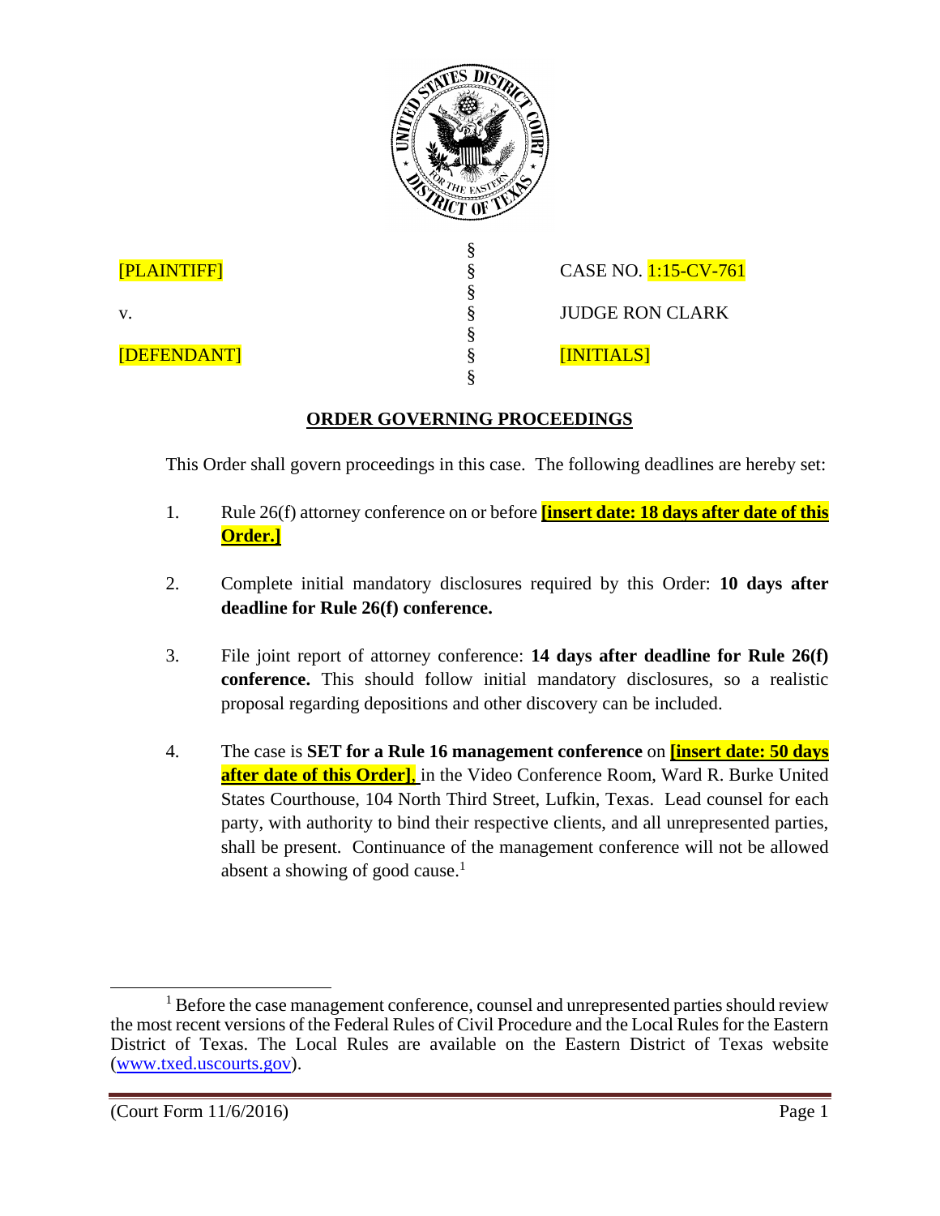| | | |
|---|---|---|
| [PLAINTIFF] | § | CASE NO. 1:15-CV-761 |
| v. | § | JUDGE RON CLARK |
| [DEFENDANT] | § | [INITIALS] |

## ORDER GOVERNING PROCEEDINGS

This Order shall govern proceedings in this case. The following deadlines are hereby set:

1. Rule 26(f) attorney conference on or before **[insert date: 18 days after date of this Order.]**

2. Complete initial mandatory disclosures required by this Order: **10 days after deadline for Rule 26(f) conference.**

3. File joint report of attorney conference: **14 days after deadline for Rule 26(f) conference.** This should follow initial mandatory disclosures, so a realistic proposal regarding depositions and other discovery can be included.

4. The case is **SET for a Rule 16 management conference** on **[insert date: 50 days after date of this Order]**, in the Video Conference Room, Ward R. Burke United States Courthouse, 104 North Third Street, Lufkin, Texas. Lead counsel for each party, with authority to bind their respective clients, and all unrepresented parties, shall be present. Continuance of the management conference will not be allowed absent a showing of good cause.[1]

[1] Before the case management conference, counsel and unrepresented parties should review the most recent versions of the Federal Rules of Civil Procedure and the Local Rules for the Eastern District of Texas. The Local Rules are available on the Eastern District of Texas website (www.txed.uscourts.gov).

(Court Form 11/6/2016)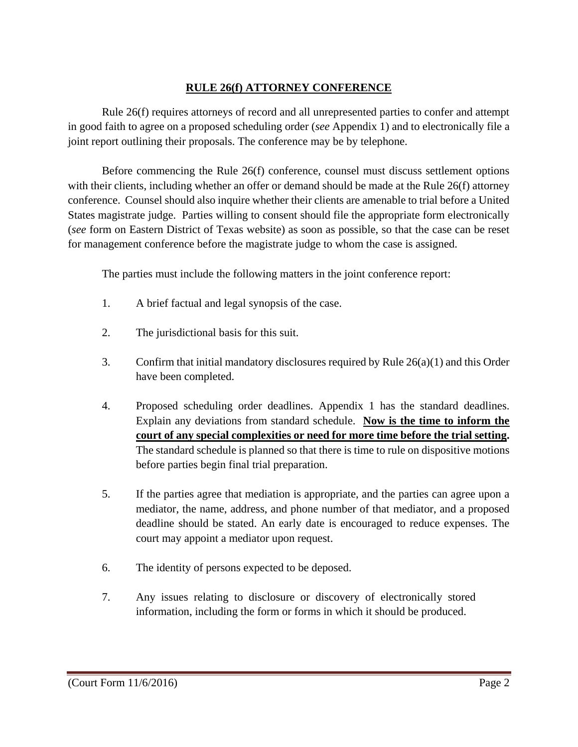## **RULE 26(f) ATTORNEY CONFERENCE**

Rule 26(f) requires attorneys of record and all unrepresented parties to confer and attempt in good faith to agree on a proposed scheduling order (*see* Appendix 1) and to electronically file a joint report outlining their proposals. The conference may be by telephone.

Before commencing the Rule 26(f) conference, counsel must discuss settlement options with their clients, including whether an offer or demand should be made at the Rule 26(f) attorney conference. Counsel should also inquire whether their clients are amenable to trial before a United States magistrate judge. Parties willing to consent should file the appropriate form electronically (*see* form on Eastern District of Texas website) as soon as possible, so that the case can be reset for management conference before the magistrate judge to whom the case is assigned.

The parties must include the following matters in the joint conference report:

1. A brief factual and legal synopsis of the case.

2. The jurisdictional basis for this suit.

3. Confirm that initial mandatory disclosures required by Rule 26(a)(1) and this Order have been completed.

4. Proposed scheduling order deadlines. Appendix 1 has the standard deadlines. Explain any deviations from standard schedule. **Now is the time to inform the court of any special complexities or need for more time before the trial setting.** The standard schedule is planned so that there is time to rule on dispositive motions before parties begin final trial preparation.

5. If the parties agree that mediation is appropriate, and the parties can agree upon a mediator, the name, address, and phone number of that mediator, and a proposed deadline should be stated. An early date is encouraged to reduce expenses. The court may appoint a mediator upon request.

6. The identity of persons expected to be deposed.

7. Any issues relating to disclosure or discovery of electronically stored information, including the form or forms in which it should be produced.

(Court Form 11/6/2016)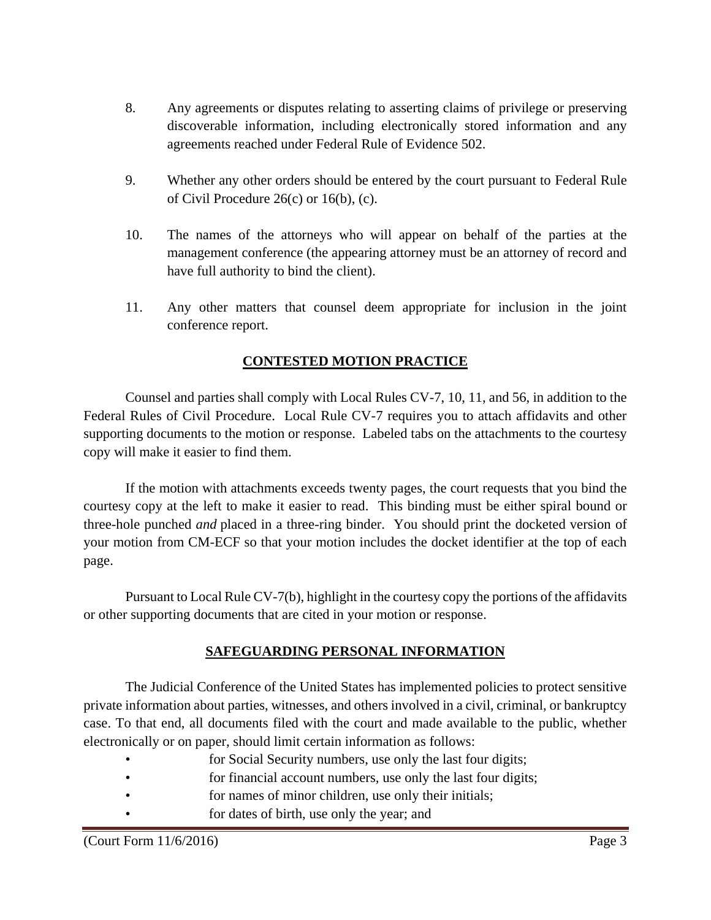8. Any agreements or disputes relating to asserting claims of privilege or preserving discoverable information, including electronically stored information and any agreements reached under Federal Rule of Evidence 502.

9. Whether any other orders should be entered by the court pursuant to Federal Rule of Civil Procedure 26(c) or 16(b), (c).

10. The names of the attorneys who will appear on behalf of the parties at the management conference (the appearing attorney must be an attorney of record and have full authority to bind the client).

11. Any other matters that counsel deem appropriate for inclusion in the joint conference report.

## CONTESTED MOTION PRACTICE

Counsel and parties shall comply with Local Rules CV-7, 10, 11, and 56, in addition to the Federal Rules of Civil Procedure. Local Rule CV-7 requires you to attach affidavits and other supporting documents to the motion or response. Labeled tabs on the attachments to the courtesy copy will make it easier to find them.

If the motion with attachments exceeds twenty pages, the court requests that you bind the courtesy copy at the left to make it easier to read. This binding must be either spiral bound or three-hole punched *and* placed in a three-ring binder. You should print the docketed version of your motion from CM-ECF so that your motion includes the docket identifier at the top of each page.

Pursuant to Local Rule CV-7(b), highlight in the courtesy copy the portions of the affidavits or other supporting documents that are cited in your motion or response.

## SAFEGUARDING PERSONAL INFORMATION

The Judicial Conference of the United States has implemented policies to protect sensitive private information about parties, witnesses, and others involved in a civil, criminal, or bankruptcy case. To that end, all documents filed with the court and made available to the public, whether electronically or on paper, should limit certain information as follows:

- for Social Security numbers, use only the last four digits;
- for financial account numbers, use only the last four digits;
- for names of minor children, use only their initials;
- for dates of birth, use only the year; and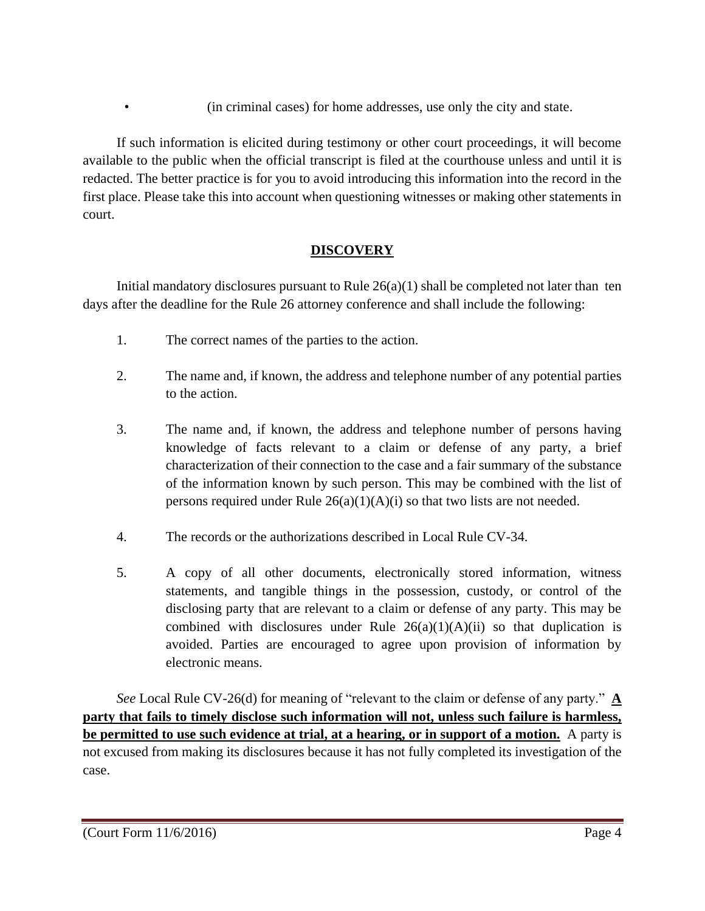- (in criminal cases) for home addresses, use only the city and state.

If such information is elicited during testimony or other court proceedings, it will become available to the public when the official transcript is filed at the courthouse unless and until it is redacted. The better practice is for you to avoid introducing this information into the record in the first place. Please take this into account when questioning witnesses or making other statements in court.

## DISCOVERY

Initial mandatory disclosures pursuant to Rule 26(a)(1) shall be completed not later than ten days after the deadline for the Rule 26 attorney conference and shall include the following:

1. The correct names of the parties to the action.

2. The name and, if known, the address and telephone number of any potential parties to the action.

3. The name and, if known, the address and telephone number of persons having knowledge of facts relevant to a claim or defense of any party, a brief characterization of their connection to the case and a fair summary of the substance of the information known by such person. This may be combined with the list of persons required under Rule 26(a)(1)(A)(i) so that two lists are not needed.

4. The records or the authorizations described in Local Rule CV-34.

5. A copy of all other documents, electronically stored information, witness statements, and tangible things in the possession, custody, or control of the disclosing party that are relevant to a claim or defense of any party. This may be combined with disclosures under Rule 26(a)(1)(A)(ii) so that duplication is avoided. Parties are encouraged to agree upon provision of information by electronic means.

*See* Local Rule CV-26(d) for meaning of "relevant to the claim or defense of any party." **A party that fails to timely disclose such information will not, unless such failure is harmless, be permitted to use such evidence at trial, at a hearing, or in support of a motion.** A party is not excused from making its disclosures because it has not fully completed its investigation of the case.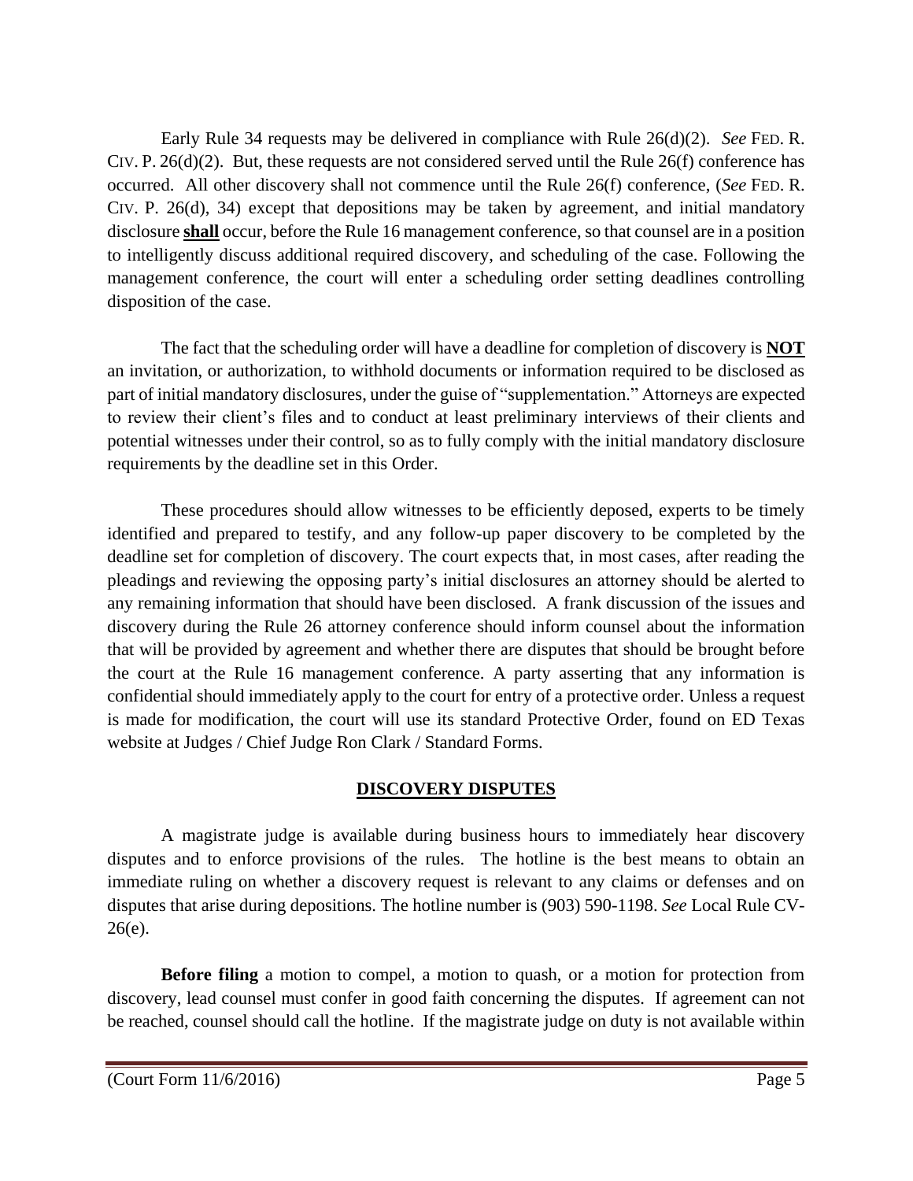Early Rule 34 requests may be delivered in compliance with Rule 26(d)(2). *See* FED. R. CIV. P. 26(d)(2). But, these requests are not considered served until the Rule 26(f) conference has occurred. All other discovery shall not commence until the Rule 26(f) conference, (*See* FED. R. CIV. P. 26(d), 34) except that depositions may be taken by agreement, and initial mandatory disclosure **shall** occur, before the Rule 16 management conference, so that counsel are in a position to intelligently discuss additional required discovery, and scheduling of the case. Following the management conference, the court will enter a scheduling order setting deadlines controlling disposition of the case.

The fact that the scheduling order will have a deadline for completion of discovery is **NOT** an invitation, or authorization, to withhold documents or information required to be disclosed as part of initial mandatory disclosures, under the guise of "supplementation." Attorneys are expected to review their client's files and to conduct at least preliminary interviews of their clients and potential witnesses under their control, so as to fully comply with the initial mandatory disclosure requirements by the deadline set in this Order.

These procedures should allow witnesses to be efficiently deposed, experts to be timely identified and prepared to testify, and any follow-up paper discovery to be completed by the deadline set for completion of discovery. The court expects that, in most cases, after reading the pleadings and reviewing the opposing party's initial disclosures an attorney should be alerted to any remaining information that should have been disclosed. A frank discussion of the issues and discovery during the Rule 26 attorney conference should inform counsel about the information that will be provided by agreement and whether there are disputes that should be brought before the court at the Rule 16 management conference. A party asserting that any information is confidential should immediately apply to the court for entry of a protective order. Unless a request is made for modification, the court will use its standard Protective Order, found on ED Texas website at Judges / Chief Judge Ron Clark / Standard Forms.

## DISCOVERY DISPUTES

A magistrate judge is available during business hours to immediately hear discovery disputes and to enforce provisions of the rules. The hotline is the best means to obtain an immediate ruling on whether a discovery request is relevant to any claims or defenses and on disputes that arise during depositions. The hotline number is (903) 590-1198. *See* Local Rule CV-26(e).

**Before filing** a motion to compel, a motion to quash, or a motion for protection from discovery, lead counsel must confer in good faith concerning the disputes. If agreement can not be reached, counsel should call the hotline. If the magistrate judge on duty is not available within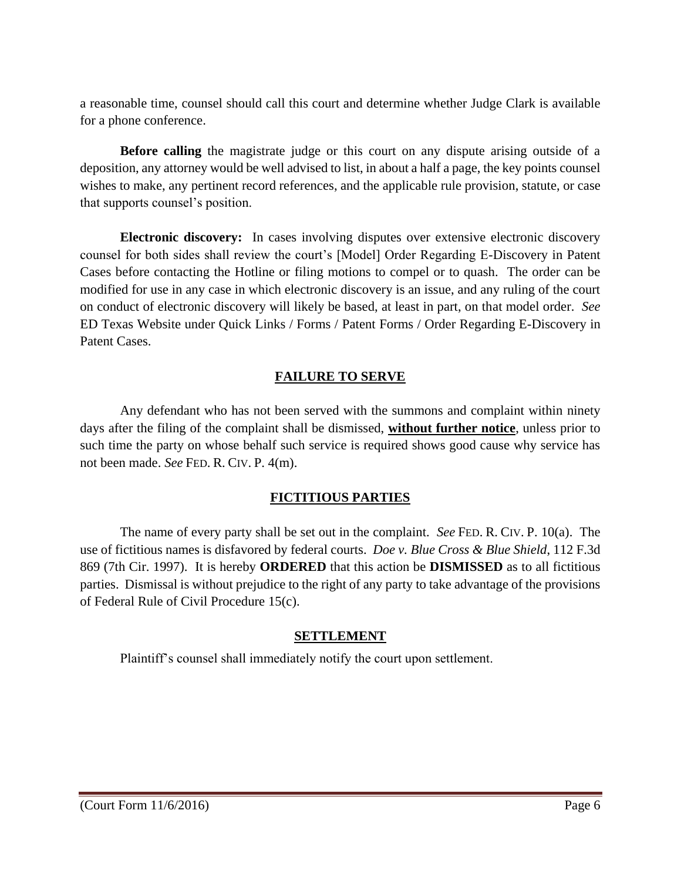a reasonable time, counsel should call this court and determine whether Judge Clark is available for a phone conference.

**Before calling** the magistrate judge or this court on any dispute arising outside of a deposition, any attorney would be well advised to list, in about a half a page, the key points counsel wishes to make, any pertinent record references, and the applicable rule provision, statute, or case that supports counsel's position.

**Electronic discovery:** In cases involving disputes over extensive electronic discovery counsel for both sides shall review the court's [Model] Order Regarding E-Discovery in Patent Cases before contacting the Hotline or filing motions to compel or to quash. The order can be modified for use in any case in which electronic discovery is an issue, and any ruling of the court on conduct of electronic discovery will likely be based, at least in part, on that model order. *See* ED Texas Website under Quick Links / Forms / Patent Forms / Order Regarding E-Discovery in Patent Cases.

## FAILURE TO SERVE

Any defendant who has not been served with the summons and complaint within ninety days after the filing of the complaint shall be dismissed, **without further notice**, unless prior to such time the party on whose behalf such service is required shows good cause why service has not been made. *See* FED. R. CIV. P. 4(m).

## FICTITIOUS PARTIES

The name of every party shall be set out in the complaint. *See* FED. R. CIV. P. 10(a). The use of fictitious names is disfavored by federal courts. *Doe v. Blue Cross & Blue Shield*, 112 F.3d 869 (7th Cir. 1997). It is hereby **ORDERED** that this action be **DISMISSED** as to all fictitious parties. Dismissal is without prejudice to the right of any party to take advantage of the provisions of Federal Rule of Civil Procedure 15(c).

## SETTLEMENT

Plaintiff's counsel shall immediately notify the court upon settlement.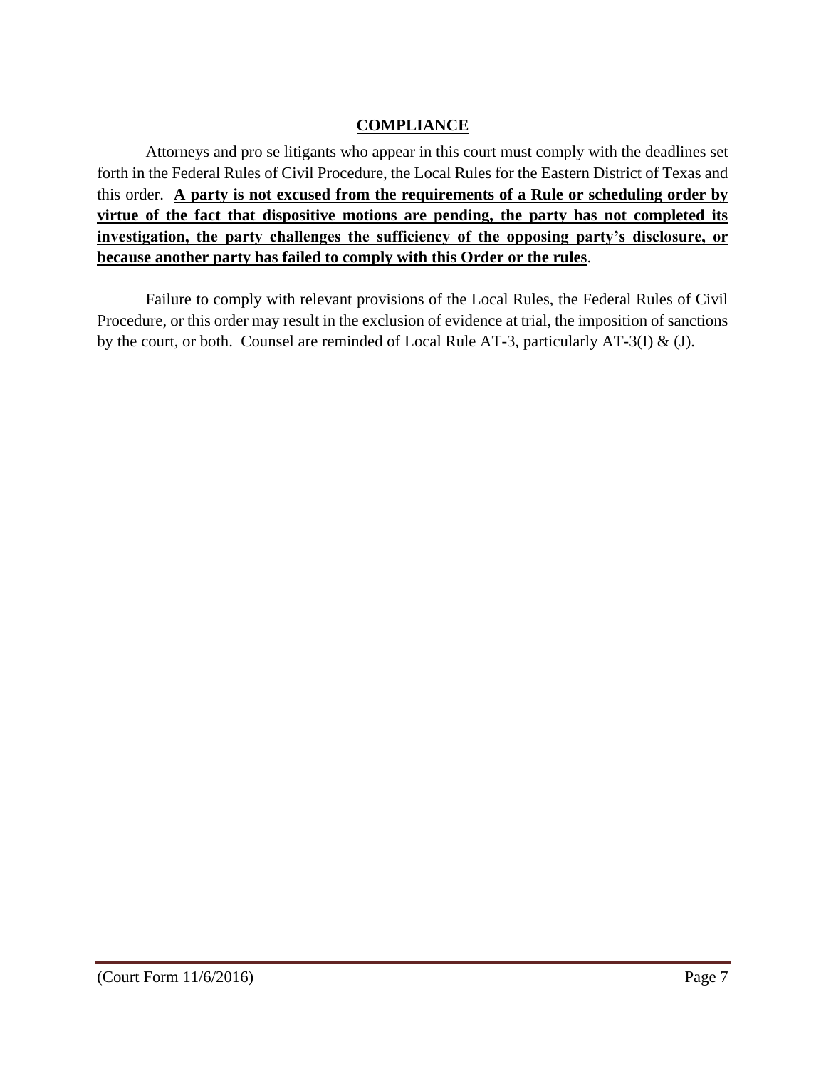## COMPLIANCE

Attorneys and pro se litigants who appear in this court must comply with the deadlines set forth in the Federal Rules of Civil Procedure, the Local Rules for the Eastern District of Texas and this order. **A party is not excused from the requirements of a Rule or scheduling order by virtue of the fact that dispositive motions are pending, the party has not completed its investigation, the party challenges the sufficiency of the opposing party's disclosure, or because another party has failed to comply with this Order or the rules**.

Failure to comply with relevant provisions of the Local Rules, the Federal Rules of Civil Procedure, or this order may result in the exclusion of evidence at trial, the imposition of sanctions by the court, or both. Counsel are reminded of Local Rule AT-3, particularly AT-3(I) & (J).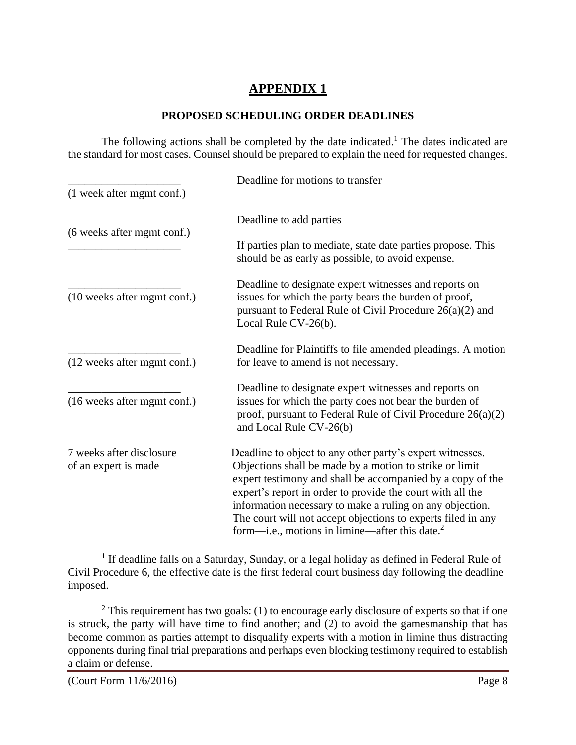# APPENDIX 1

## PROPOSED SCHEDULING ORDER DEADLINES

The following actions shall be completed by the date indicated.[1] The dates indicated are the standard for most cases. Counsel should be prepared to explain the need for requested changes.

| Date | Action |
|---|---|
| ____________________ (1 week after mgmt conf.) | Deadline for motions to transfer |
| ____________________ (6 weeks after mgmt conf.) | Deadline to add parties |
| ____________________ | If parties plan to mediate, state date parties propose. This should be as early as possible, to avoid expense. |
| ____________________ (10 weeks after mgmt conf.) | Deadline to designate expert witnesses and reports on issues for which the party bears the burden of proof, pursuant to Federal Rule of Civil Procedure 26(a)(2) and Local Rule CV-26(b). |
| ____________________ (12 weeks after mgmt conf.) | Deadline for Plaintiffs to file amended pleadings. A motion for leave to amend is not necessary. |
| ____________________ (16 weeks after mgmt conf.) | Deadline to designate expert witnesses and reports on issues for which the party does not bear the burden of proof, pursuant to Federal Rule of Civil Procedure 26(a)(2) and Local Rule CV-26(b) |
| 7 weeks after disclosure of an expert is made | Deadline to object to any other party's expert witnesses. Objections shall be made by a motion to strike or limit expert testimony and shall be accompanied by a copy of the expert's report in order to provide the court with all the information necessary to make a ruling on any objection. The court will not accept objections to experts filed in any form—i.e., motions in limine—after this date.[2] |

---

[1] If deadline falls on a Saturday, Sunday, or a legal holiday as defined in Federal Rule of Civil Procedure 6, the effective date is the first federal court business day following the deadline imposed.

[2] This requirement has two goals: (1) to encourage early disclosure of experts so that if one is struck, the party will have time to find another; and (2) to avoid the gamesmanship that has become common as parties attempt to disqualify experts with a motion in limine thus distracting opponents during final trial preparations and perhaps even blocking testimony required to establish a claim or defense.

(Court Form 11/6/2016)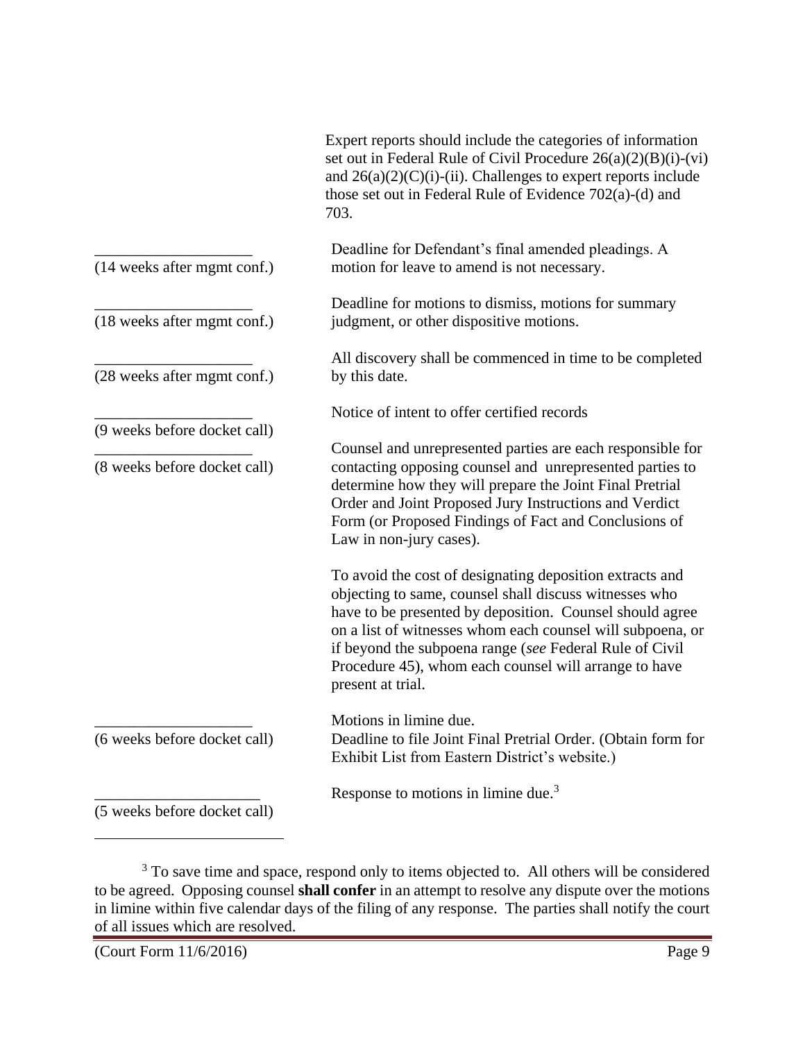| | |
|---|---|
| | Expert reports should include the categories of information set out in Federal Rule of Civil Procedure 26(a)(2)(B)(i)-(vi) and 26(a)(2)(C)(i)-(ii). Challenges to expert reports include those set out in Federal Rule of Evidence 702(a)-(d) and 703. |
| ___________________ (14 weeks after mgmt conf.) | Deadline for Defendant's final amended pleadings. A motion for leave to amend is not necessary. |
| ___________________ (18 weeks after mgmt conf.) | Deadline for motions to dismiss, motions for summary judgment, or other dispositive motions. |
| ___________________ (28 weeks after mgmt conf.) | All discovery shall be commenced in time to be completed by this date. |
| ___________________ (9 weeks before docket call) | Notice of intent to offer certified records |
| ___________________ (8 weeks before docket call) | Counsel and unrepresented parties are each responsible for contacting opposing counsel and unrepresented parties to determine how they will prepare the Joint Final Pretrial Order and Joint Proposed Jury Instructions and Verdict Form (or Proposed Findings of Fact and Conclusions of Law in non-jury cases).<br><br>To avoid the cost of designating deposition extracts and objecting to same, counsel shall discuss witnesses who have to be presented by deposition. Counsel should agree on a list of witnesses whom each counsel will subpoena, or if beyond the subpoena range (*see* Federal Rule of Civil Procedure 45), whom each counsel will arrange to have present at trial. |
| ___________________ (6 weeks before docket call) | Motions in limine due.<br>Deadline to file Joint Final Pretrial Order. (Obtain form for Exhibit List from Eastern District's website.) |
| ___________________ (5 weeks before docket call) | Response to motions in limine due.[3] |

[3] To save time and space, respond only to items objected to. All others will be considered to be agreed. Opposing counsel **shall confer** in an attempt to resolve any dispute over the motions in limine within five calendar days of the filing of any response. The parties shall notify the court of all issues which are resolved.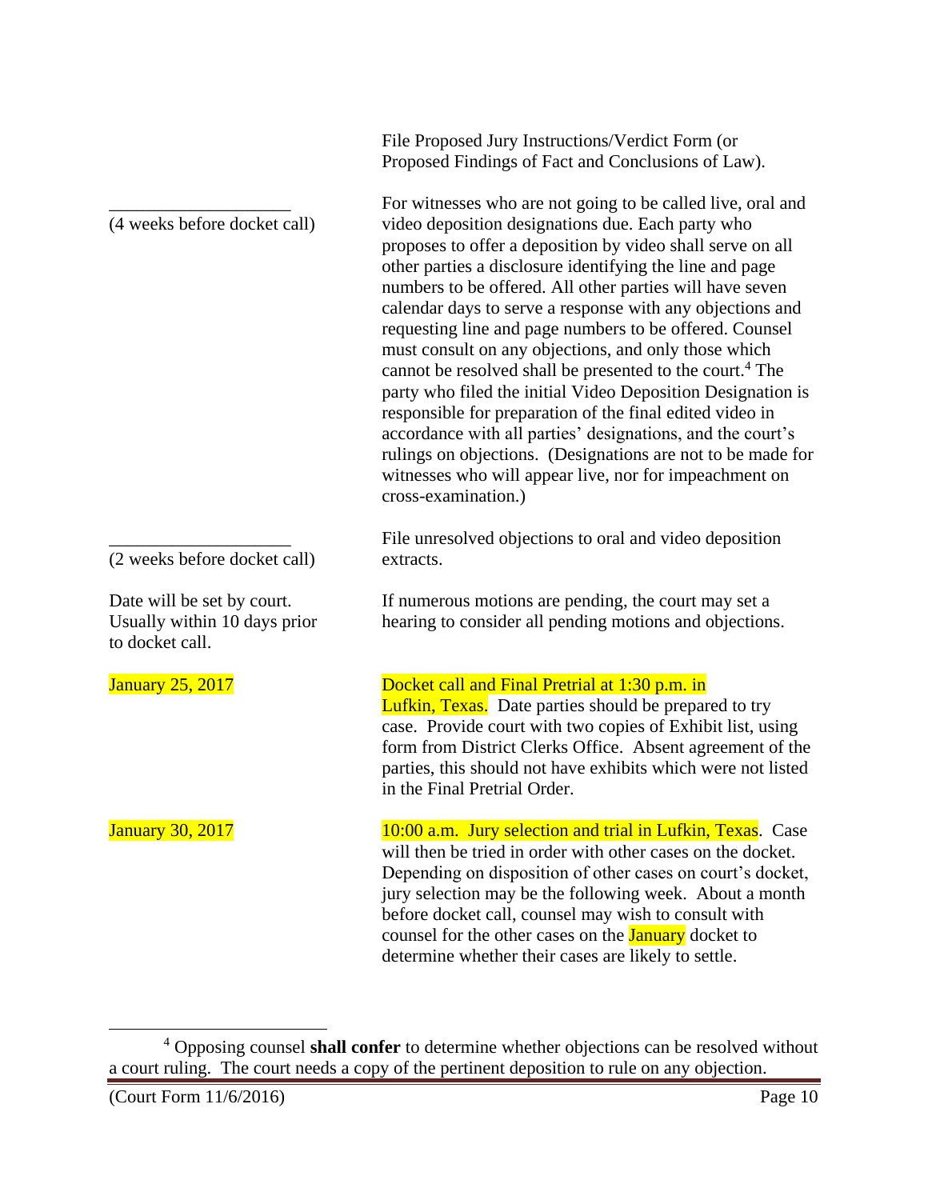| | |
|---|---|
| | File Proposed Jury Instructions/Verdict Form (or Proposed Findings of Fact and Conclusions of Law). |
| ___________________ (4 weeks before docket call) | For witnesses who are not going to be called live, oral and video deposition designations due. Each party who proposes to offer a deposition by video shall serve on all other parties a disclosure identifying the line and page numbers to be offered. All other parties will have seven calendar days to serve a response with any objections and requesting line and page numbers to be offered. Counsel must consult on any objections, and only those which cannot be resolved shall be presented to the court.[4] The party who filed the initial Video Deposition Designation is responsible for preparation of the final edited video in accordance with all parties' designations, and the court's rulings on objections. (Designations are not to be made for witnesses who will appear live, nor for impeachment on cross-examination.) |
| ___________________ (2 weeks before docket call) | File unresolved objections to oral and video deposition extracts. |
| Date will be set by court. Usually within 10 days prior to docket call. | If numerous motions are pending, the court may set a hearing to consider all pending motions and objections. |
| January 25, 2017 | Docket call and Final Pretrial at 1:30 p.m. in Lufkin, Texas. Date parties should be prepared to try case. Provide court with two copies of Exhibit list, using form from District Clerks Office. Absent agreement of the parties, this should not have exhibits which were not listed in the Final Pretrial Order. |
| January 30, 2017 | 10:00 a.m. Jury selection and trial in Lufkin, Texas. Case will then be tried in order with other cases on the docket. Depending on disposition of other cases on court's docket, jury selection may be the following week. About a month before docket call, counsel may wish to consult with counsel for the other cases on the January docket to determine whether their cases are likely to settle. |

[4] Opposing counsel **shall confer** to determine whether objections can be resolved without a court ruling. The court needs a copy of the pertinent deposition to rule on any objection.

(Court Form 11/6/2016)